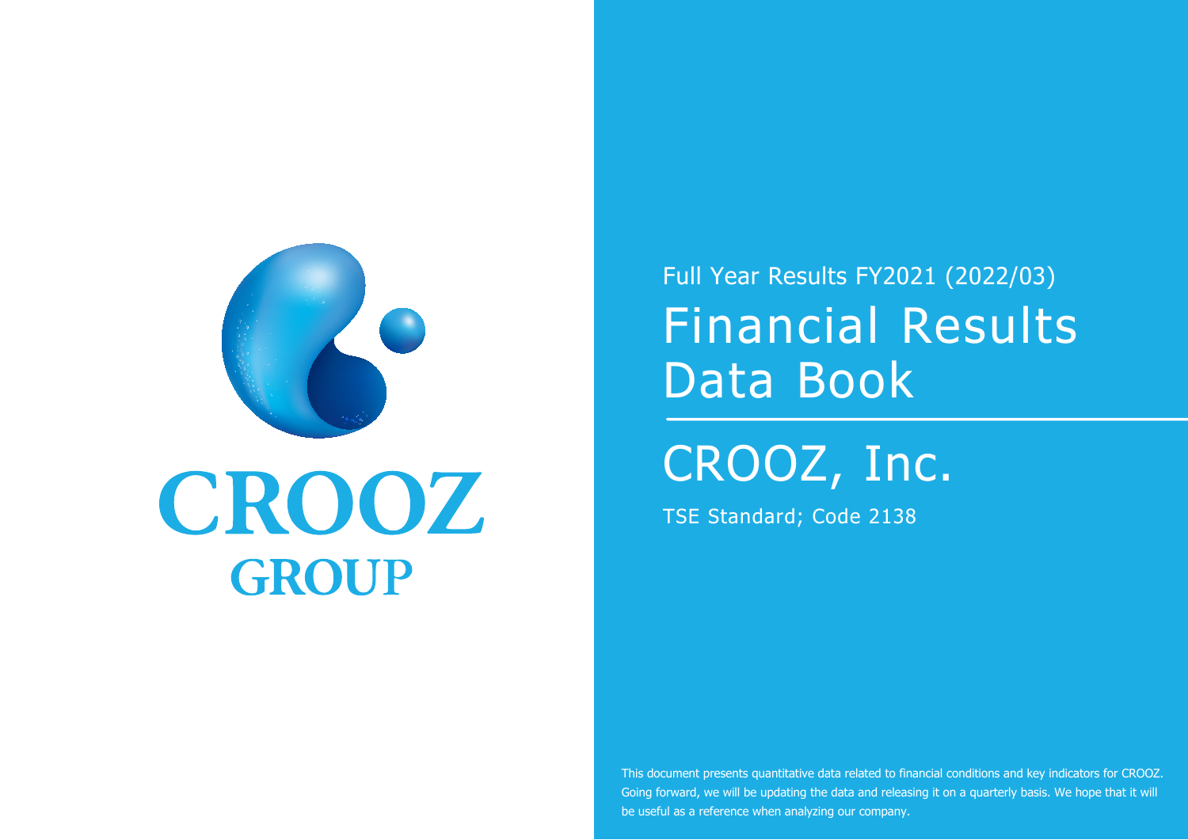CROOZ
GROUP

Full Year Results FY2021 (2022/03)

# Financial Results Data Book

## CROOZ, Inc.

TSE Standard; Code 2138

This document presents quantitative data related to financial conditions and key indicators for CROOZ. Going forward, we will be updating the data and releasing it on a quarterly basis. We hope that it will be useful as a reference when analyzing our company.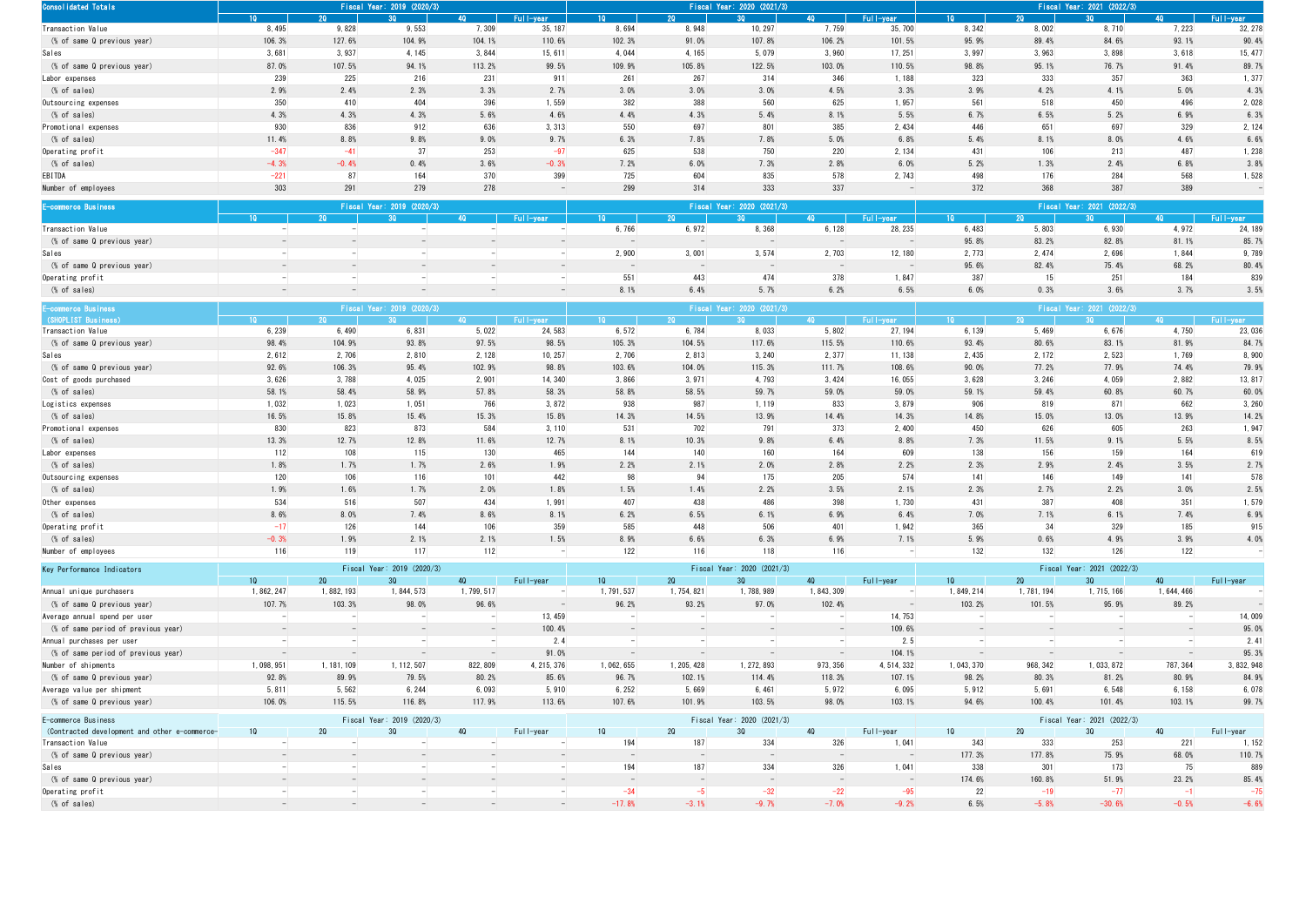| Consolidated Totals | Fiscal Year: 2019 (2020/3) | | | | | Fiscal Year: 2020 (2021/3) | | | | | Fiscal Year: 2021 (2022/3) | | | | |
|---|---|---|---|---|---|---|---|---|---|---|---|---|---|---|---|
| | 1Q | 2Q | 3Q | 4Q | Full-year | 1Q | 2Q | 3Q | 4Q | Full-year | 1Q | 2Q | 3Q | 4Q | Full-year |
| Transaction Value | 8,495 | 9,828 | 9,553 | 7,309 | 35,187 | 8,694 | 8,948 | 10,297 | 7,759 | 35,700 | 8,342 | 8,002 | 8,710 | 7,223 | 32,278 |
| (% of same Q previous year) | 106.3% | 127.6% | 104.9% | 104.1% | 110.6% | 102.3% | 91.0% | 107.8% | 106.2% | 101.5% | 95.9% | 89.4% | 84.6% | 93.1% | 90.4% |
| Sales | 3,681 | 3,937 | 4,145 | 3,844 | 15,611 | 4,044 | 4,165 | 5,079 | 3,960 | 17,251 | 3,997 | 3,963 | 3,898 | 3,618 | 15,477 |
| (% of same Q previous year) | 87.0% | 107.5% | 94.1% | 113.2% | 99.5% | 109.9% | 105.8% | 122.5% | 103.0% | 110.5% | 98.8% | 95.1% | 76.7% | 91.4% | 89.7% |
| Labor expenses | 239 | 225 | 216 | 231 | 911 | 261 | 267 | 314 | 346 | 1,188 | 323 | 333 | 357 | 363 | 1,377 |
| (% of sales) | 2.9% | 2.4% | 2.3% | 3.3% | 2.7% | 3.0% | 3.0% | 3.0% | 4.5% | 3.3% | 3.9% | 4.2% | 4.1% | 5.0% | 4.3% |
| Outsourcing expenses | 350 | 410 | 404 | 396 | 1,559 | 382 | 388 | 560 | 625 | 1,957 | 561 | 518 | 450 | 496 | 2,028 |
| (% of sales) | 4.3% | 4.3% | 4.3% | 5.6% | 4.6% | 4.4% | 4.3% | 5.4% | 8.1% | 5.5% | 6.7% | 6.5% | 5.2% | 6.9% | 6.3% |
| Promotional expenses | 930 | 836 | 912 | 636 | 3,313 | 550 | 697 | 801 | 385 | 2,434 | 446 | 651 | 697 | 329 | 2,124 |
| (% of sales) | 11.4% | 8.8% | 9.8% | 9.0% | 9.7% | 6.3% | 7.8% | 7.8% | 5.0% | 6.8% | 5.4% | 8.1% | 8.0% | 4.6% | 6.6% |
| Operating profit | -347 | -41 | 37 | 253 | -97 | 625 | 538 | 750 | 220 | 2,134 | 431 | 106 | 213 | 487 | 1,238 |
| (% of sales) | -4.3% | -0.4% | 0.4% | 3.6% | -0.3% | 7.2% | 6.0% | 7.3% | 2.8% | 6.0% | 5.2% | 1.3% | 2.4% | 6.8% | 3.8% |
| EBITDA | -221 | 87 | 164 | 370 | 399 | 725 | 604 | 835 | 578 | 2,743 | 498 | 176 | 284 | 568 | 1,528 |
| Number of employees | 303 | 291 | 279 | 278 | - | 299 | 314 | 333 | 337 | - | 372 | 368 | 387 | 389 | - |

| E-commerce Business | Fiscal Year: 2019 (2020/3) | | | | | Fiscal Year: 2020 (2021/3) | | | | | Fiscal Year: 2021 (2022/3) | | | | |
|---|---|---|---|---|---|---|---|---|---|---|---|---|---|---|---|
| | 1Q | 2Q | 3Q | 4Q | Full-year | 1Q | 2Q | 3Q | 4Q | Full-year | 1Q | 2Q | 3Q | 4Q | Full-year |
| Transaction Value | - | - | - | - | - | 6,766 | 6,972 | 8,368 | 6,128 | 28,235 | 6,483 | 5,803 | 6,930 | 4,972 | 24,189 |
| (% of same Q previous year) | - | - | - | - | - | - | - | - | - | - | 95.8% | 83.2% | 82.8% | 81.1% | 85.7% |
| Sales | - | - | - | - | - | 2,900 | 3,001 | 3,574 | 2,703 | 12,180 | 2,773 | 2,474 | 2,696 | 1,844 | 9,789 |
| (% of same Q previous year) | - | - | - | - | - | - | - | - | - | - | 95.6% | 82.4% | 75.4% | 68.2% | 80.4% |
| Operating profit | - | - | - | - | - | 551 | 443 | 474 | 378 | 1,847 | 387 | 15 | 251 | 184 | 839 |
| (% of sales) | - | - | - | - | - | 8.1% | 6.4% | 5.7% | 6.2% | 6.5% | 6.0% | 0.3% | 3.6% | 3.7% | 3.5% |

| E-commerce Business (SHOPLIST Business) | Fiscal Year: 2019 (2020/3) | | | | | Fiscal Year: 2020 (2021/3) | | | | | Fiscal Year: 2021 (2022/3) | | | | |
|---|---|---|---|---|---|---|---|---|---|---|---|---|---|---|---|
| | 1Q | 2Q | 3Q | 4Q | Full-year | 1Q | 2Q | 3Q | 4Q | Full-year | 1Q | 2Q | 3Q | 4Q | Full-year |
| Transaction Value | 6,239 | 6,490 | 6,831 | 5,022 | 24,583 | 6,572 | 6,784 | 8,033 | 5,802 | 27,194 | 6,139 | 5,469 | 6,676 | 4,750 | 23,036 |
| (% of same Q previous year) | 98.4% | 104.9% | 93.8% | 97.5% | 98.5% | 105.3% | 104.5% | 117.6% | 115.5% | 110.6% | 93.4% | 80.6% | 83.1% | 81.9% | 84.7% |
| Sales | 2,612 | 2,706 | 2,810 | 2,128 | 10,257 | 2,706 | 2,813 | 3,240 | 2,377 | 11,138 | 2,435 | 2,172 | 2,523 | 1,769 | 8,900 |
| (% of same Q previous year) | 92.6% | 106.3% | 95.4% | 102.9% | 98.8% | 103.6% | 104.0% | 115.3% | 111.7% | 108.6% | 90.0% | 77.2% | 77.9% | 74.4% | 79.9% |
| Cost of goods purchased | 3,626 | 3,788 | 4,025 | 2,901 | 14,340 | 3,866 | 3,971 | 4,793 | 3,424 | 16,055 | 3,628 | 3,246 | 4,059 | 2,882 | 13,817 |
| (% of sales) | 58.1% | 58.4% | 58.9% | 57.8% | 58.3% | 58.8% | 58.5% | 59.7% | 59.0% | 59.0% | 59.1% | 59.4% | 60.8% | 60.7% | 60.0% |
| Logistics expenses | 1,032 | 1,023 | 1,051 | 766 | 3,872 | 938 | 987 | 1,119 | 833 | 3,879 | 906 | 819 | 871 | 662 | 3,260 |
| (% of sales) | 16.5% | 15.8% | 15.4% | 15.3% | 15.8% | 14.3% | 14.5% | 13.9% | 14.4% | 14.3% | 14.8% | 15.0% | 13.0% | 13.9% | 14.2% |
| Promotional expenses | 830 | 823 | 873 | 584 | 3,110 | 531 | 702 | 791 | 373 | 2,400 | 450 | 626 | 605 | 263 | 1,947 |
| (% of sales) | 13.3% | 12.7% | 12.8% | 11.6% | 12.7% | 8.1% | 10.3% | 9.8% | 6.4% | 8.8% | 7.3% | 11.5% | 9.1% | 5.5% | 8.5% |
| Labor expenses | 112 | 108 | 115 | 130 | 465 | 144 | 140 | 160 | 164 | 609 | 138 | 156 | 159 | 164 | 619 |
| (% of sales) | 1.8% | 1.7% | 1.7% | 2.6% | 1.9% | 2.2% | 2.1% | 2.0% | 2.8% | 2.2% | 2.3% | 2.9% | 2.4% | 3.5% | 2.7% |
| Outsourcing expenses | 120 | 106 | 116 | 101 | 442 | 98 | 94 | 175 | 205 | 574 | 141 | 146 | 149 | 141 | 578 |
| (% of sales) | 1.9% | 1.6% | 1.7% | 2.0% | 1.8% | 1.5% | 1.4% | 2.2% | 3.5% | 2.1% | 2.3% | 2.7% | 2.2% | 3.0% | 2.5% |
| Other expenses | 534 | 516 | 507 | 434 | 1,991 | 407 | 438 | 486 | 398 | 1,730 | 431 | 387 | 408 | 351 | 1,579 |
| (% of sales) | 8.6% | 8.0% | 7.4% | 8.6% | 8.1% | 6.2% | 6.5% | 6.1% | 6.9% | 6.4% | 7.0% | 7.1% | 6.1% | 7.4% | 6.9% |
| Operating profit | -17 | 126 | 144 | 106 | 359 | 585 | 448 | 506 | 401 | 1,942 | 365 | 34 | 329 | 185 | 915 |
| (% of sales) | -0.3% | 1.9% | 2.1% | 2.1% | 1.5% | 8.9% | 6.6% | 6.3% | 6.9% | 7.1% | 5.9% | 0.6% | 4.9% | 3.9% | 4.0% |
| Number of employees | 116 | 119 | 117 | 112 | - | 122 | 116 | 118 | 116 | - | 132 | 132 | 126 | 122 | - |

| Key Performance Indicators | Fiscal Year: 2019 (2020/3) | | | | | Fiscal Year: 2020 (2021/3) | | | | | Fiscal Year: 2021 (2022/3) | | | | |
|---|---|---|---|---|---|---|---|---|---|---|---|---|---|---|---|
| | 1Q | 2Q | 3Q | 4Q | Full-year | 1Q | 2Q | 3Q | 4Q | Full-year | 1Q | 2Q | 3Q | 4Q | Full-year |
| Annual unique purchasers | 1,862,247 | 1,882,193 | 1,844,573 | 1,799,517 | - | 1,791,537 | 1,754,821 | 1,788,989 | 1,843,309 | - | 1,849,214 | 1,781,194 | 1,715,166 | 1,644,466 | - |
| (% of same Q previous year) | 107.7% | 103.3% | 98.0% | 96.6% | - | 96.2% | 93.2% | 97.0% | 102.4% | - | 103.2% | 101.5% | 95.9% | 89.2% | - |
| Average annual spend per user | - | - | - | - | 13,459 | - | - | - | - | 14,753 | - | - | - | - | 14,009 |
| (% of same period of previous year) | - | - | - | - | 100.4% | - | - | - | - | 109.6% | - | - | - | - | 95.0% |
| Annual purchases per user | - | - | - | - | 2.4 | - | - | - | - | 2.5 | - | - | - | - | 2.41 |
| (% of same period of previous year) | - | - | - | - | 91.0% | - | - | - | - | 104.1% | - | - | - | - | 95.3% |
| Number of shipments | 1,098,951 | 1,181,109 | 1,112,507 | 822,809 | 4,215,376 | 1,062,655 | 1,205,428 | 1,272,893 | 973,356 | 4,514,332 | 1,043,370 | 968,342 | 1,033,872 | 787,364 | 3,832,948 |
| (% of same Q previous year) | 92.8% | 89.9% | 79.5% | 80.2% | 85.6% | 96.7% | 102.1% | 114.4% | 118.3% | 107.1% | 98.2% | 80.3% | 81.2% | 80.9% | 84.9% |
| Average value per shipment | 5,811 | 5,562 | 6,244 | 6,093 | 5,910 | 6,252 | 5,669 | 6,461 | 5,972 | 6,095 | 5,912 | 5,691 | 6,548 | 6,158 | 6,078 |
| (% of same Q previous year) | 106.0% | 115.5% | 116.8% | 117.9% | 113.6% | 107.6% | 101.9% | 103.5% | 98.0% | 103.1% | 94.6% | 100.4% | 101.4% | 103.1% | 99.7% |

| E-commerce Business (Contracted development and other e-commerce) | Fiscal Year: 2019 (2020/3) | | | | | Fiscal Year: 2020 (2021/3) | | | | | Fiscal Year: 2021 (2022/3) | | | | |
|---|---|---|---|---|---|---|---|---|---|---|---|---|---|---|---|
| | 1Q | 2Q | 3Q | 4Q | Full-year | 1Q | 2Q | 3Q | 4Q | Full-year | 1Q | 2Q | 3Q | 4Q | Full-year |
| Transaction Value | - | - | - | - | - | 194 | 187 | 334 | 326 | 1,041 | 343 | 333 | 253 | 221 | 1,152 |
| (% of same Q previous year) | - | - | - | - | - | - | - | - | - | - | 177.3% | 177.8% | 75.9% | 68.0% | 110.7% |
| Sales | - | - | - | - | - | 194 | 187 | 334 | 326 | 1,041 | 338 | 301 | 173 | 75 | 889 |
| (% of same Q previous year) | - | - | - | - | - | - | - | - | - | - | 174.6% | 160.8% | 51.9% | 23.2% | 85.4% |
| Operating profit | - | - | - | - | - | -34 | -5 | -32 | -22 | -95 | 22 | -19 | -77 | -1 | -75 |
| (% of sales) | - | - | - | - | - | -17.8% | -3.1% | -9.7% | -7.0% | -9.2% | 6.5% | -5.8% | -30.6% | -0.5% | -6.6% |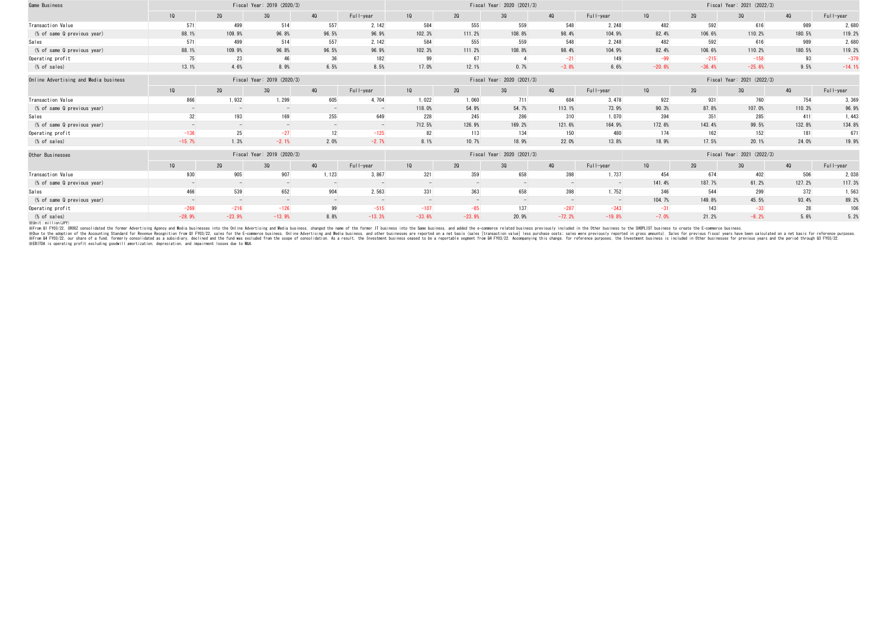| Game Business | Fiscal Year: 2019 (2020/3) | | | | | Fiscal Year: 2020 (2021/3) | | | | | Fiscal Year: 2021 (2022/3) | | | | |
|---|---|---|---|---|---|---|---|---|---|---|---|---|---|---|---|
| | 1Q | 2Q | 3Q | 4Q | Full-year | 1Q | 2Q | 3Q | 4Q | Full-year | 1Q | 2Q | 3Q | 4Q | Full-year |
| Transaction Value | 571 | 499 | 514 | 557 | 2,142 | 584 | 555 | 559 | 548 | 2,248 | 482 | 592 | 616 | 989 | 2,680 |
| (% of same Q previous year) | 88.1% | 109.9% | 96.8% | 96.5% | 96.9% | 102.3% | 111.2% | 108.8% | 98.4% | 104.9% | 82.4% | 106.6% | 110.2% | 180.5% | 119.2% |
| Sales | 571 | 499 | 514 | 557 | 2,142 | 584 | 555 | 559 | 548 | 2,248 | 482 | 592 | 616 | 989 | 2,680 |
| (% of same Q previous year) | 88.1% | 109.9% | 96.8% | 96.5% | 96.9% | 102.3% | 111.2% | 108.8% | 98.4% | 104.9% | 82.4% | 106.6% | 110.2% | 180.5% | 119.2% |
| Operating profit | 75 | 23 | 46 | 36 | 182 | 99 | 67 | 4 | -21 | 149 | -99 | -215 | -158 | 93 | -379 |
| (% of sales) | 13.1% | 4.6% | 8.9% | 6.5% | 8.5% | 17.0% | 12.1% | 0.7% | -3.8% | 6.6% | -20.6% | -36.4% | -25.6% | 9.5% | -14.1% |

| Online Advertising and Media business | Fiscal Year: 2019 (2020/3) | | | | | Fiscal Year: 2020 (2021/3) | | | | | Fiscal Year: 2021 (2022/3) | | | | |
|---|---|---|---|---|---|---|---|---|---|---|---|---|---|---|---|
| | 1Q | 2Q | 3Q | 4Q | Full-year | 1Q | 2Q | 3Q | 4Q | Full-year | 1Q | 2Q | 3Q | 4Q | Full-year |
| Transaction Value | 866 | 1,932 | 1,299 | 605 | 4,704 | 1,022 | 1,060 | 711 | 684 | 3,478 | 922 | 931 | 760 | 754 | 3,369 |
| (% of same Q previous year) | - | - | - | - | - | 118.0% | 54.9% | 54.7% | 113.1% | 73.9% | 90.3% | 87.8% | 107.0% | 110.3% | 96.9% |
| Sales | 32 | 193 | 169 | 255 | 649 | 228 | 245 | 286 | 310 | 1,070 | 394 | 351 | 285 | 411 | 1,443 |
| (% of same Q previous year) | - | - | - | - | - | 712.5% | 126.9% | 169.2% | 121.6% | 164.9% | 172.6% | 143.4% | 99.5% | 132.8% | 134.8% |
| Operating profit | -136 | 25 | -27 | 12 | -125 | 82 | 113 | 134 | 150 | 480 | 174 | 162 | 152 | 181 | 671 |
| (% of sales) | -15.7% | 1.3% | -2.1% | 2.0% | -2.7% | 8.1% | 10.7% | 18.9% | 22.0% | 13.8% | 18.9% | 17.5% | 20.1% | 24.0% | 19.9% |

| Other Businesses | Fiscal Year: 2019 (2020/3) | | | | | Fiscal Year: 2020 (2021/3) | | | | | Fiscal Year: 2021 (2022/3) | | | | |
|---|---|---|---|---|---|---|---|---|---|---|---|---|---|---|---|
| | 1Q | 2Q | 3Q | 4Q | Full-year | 1Q | 2Q | 3Q | 4Q | Full-year | 1Q | 2Q | 3Q | 4Q | Full-year |
| Transaction Value | 930 | 905 | 907 | 1,123 | 3,867 | 321 | 359 | 658 | 398 | 1,737 | 454 | 674 | 402 | 506 | 2,038 |
| (% of same Q previous year) | - | - | - | - | - | - | - | - | - | - | 141.4% | 187.7% | 61.2% | 127.2% | 117.3% |
| Sales | 466 | 539 | 652 | 904 | 2,563 | 331 | 363 | 658 | 398 | 1,752 | 346 | 544 | 299 | 372 | 1,563 |
| (% of same Q previous year) | - | - | - | - | - | - | - | - | - | - | 104.7% | 149.8% | 45.5% | 93.4% | 89.2% |
| Operating profit | -269 | -216 | -126 | 99 | -515 | -107 | -85 | 137 | -287 | -343 | -31 | 143 | -33 | 28 | 106 |
| (% of sales) | -28.9% | -23.9% | -13.9% | 8.8% | -13.3% | -33.6% | -23.9% | 20.9% | -72.2% | -19.8% | -7.0% | 21.2% | -8.2% | 5.6% | 5.2% |

※Unit: million(JPY)
※From Q1 FY03/22, CROOZ consolidated the former Advertising Agency and Media businesses into the Online Advertising and Media business, changed the name of the former IT business into the Game business, and added the e-commerce related business previously included in the Other business to the SHOPLIST business to create the E-commerce business.
※Due to the adoption of the Accounting Standard for Revenue Recognition from Q1 FY03/22, sales for the E-commerce business, Online Advertising and Media business, and other businesses are reported on a net basis (sales [transaction value] less purchase costs; sales were previously reported in gross amounts). Sales for previous fiscal years have been calculated on a net basis for reference purposes.
※From Q4 FY03/22, our share of a fund, formerly consolidated as a subsidiary, declined and the fund was excluded from the scope of consolidation. As a result, the Investment business ceased to be a reportable segment from Q4 FY03/22. Accompanying this change, for reference purposes, the Investment business is included in Other businesses for previous years and the period through Q3 FY03/22.
※EBITDA is operating profit excluding goodwill amortization, depreciation, and impairment losses due to M&A.